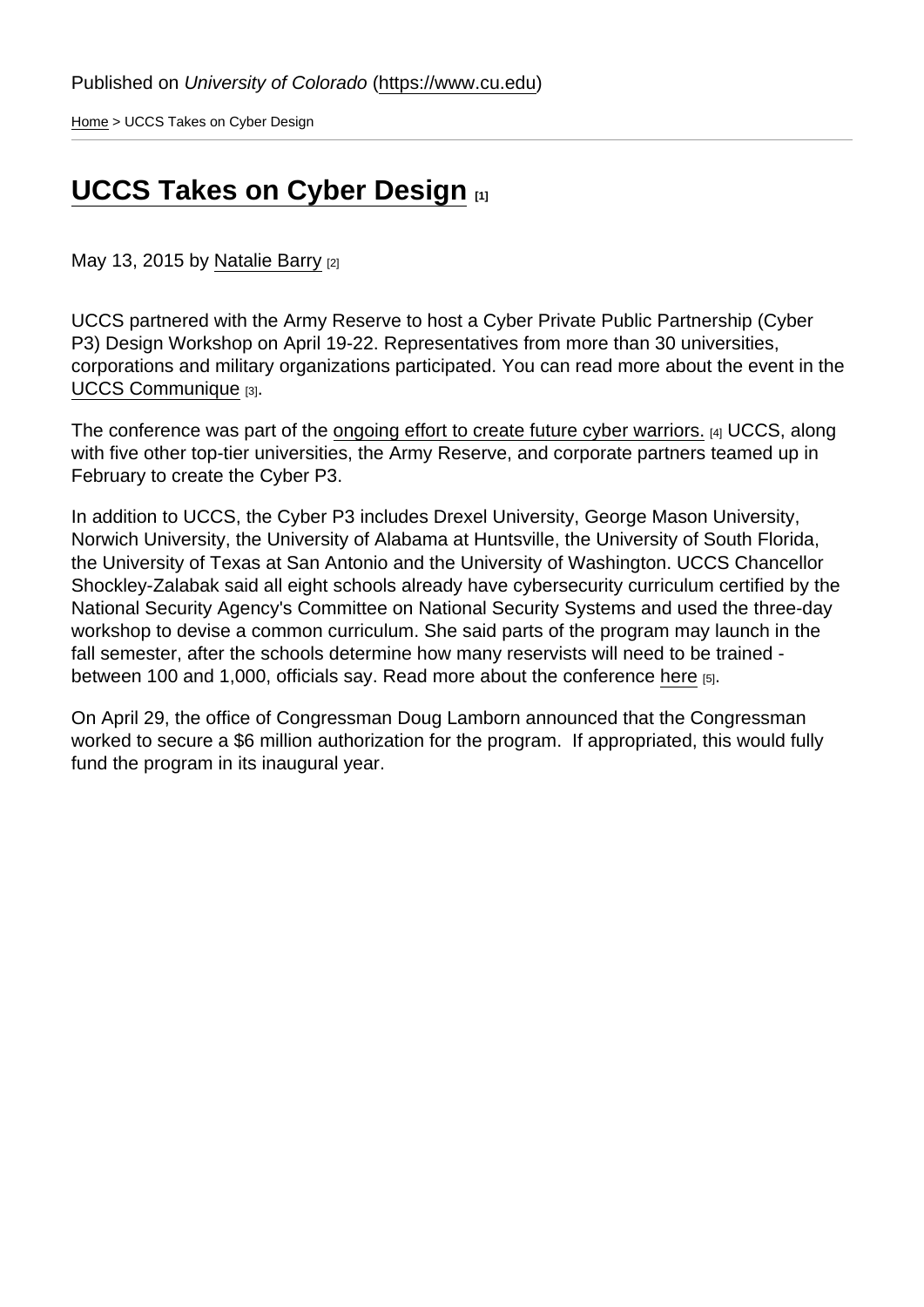Published on *University of Colorado* (https://www.cu.edu)

Home > UCCS Takes on Cyber Design

# UCCS Takes on Cyber Design [1]

May 13, 2015 by Natalie Barry [2]

UCCS partnered with the Army Reserve to host a Cyber Private Public Partnership (Cyber P3) Design Workshop on April 19-22. Representatives from more than 30 universities, corporations and military organizations participated. You can read more about the event in the UCCS Communique [3].

The conference was part of the ongoing effort to create future cyber warriors. [4] UCCS, along with five other top-tier universities, the Army Reserve, and corporate partners teamed up in February to create the Cyber P3.

In addition to UCCS, the Cyber P3 includes Drexel University, George Mason University, Norwich University, the University of Alabama at Huntsville, the University of South Florida, the University of Texas at San Antonio and the University of Washington. UCCS Chancellor Shockley-Zalabak said all eight schools already have cybersecurity curriculum certified by the National Security Agency's Committee on National Security Systems and used the three-day workshop to devise a common curriculum. She said parts of the program may launch in the fall semester, after the schools determine how many reservists will need to be trained - between 100 and 1,000, officials say. Read more about the conference here [5].

On April 29, the office of Congressman Doug Lamborn announced that the Congressman worked to secure a $6 million authorization for the program. If appropriated, this would fully fund the program in its inaugural year.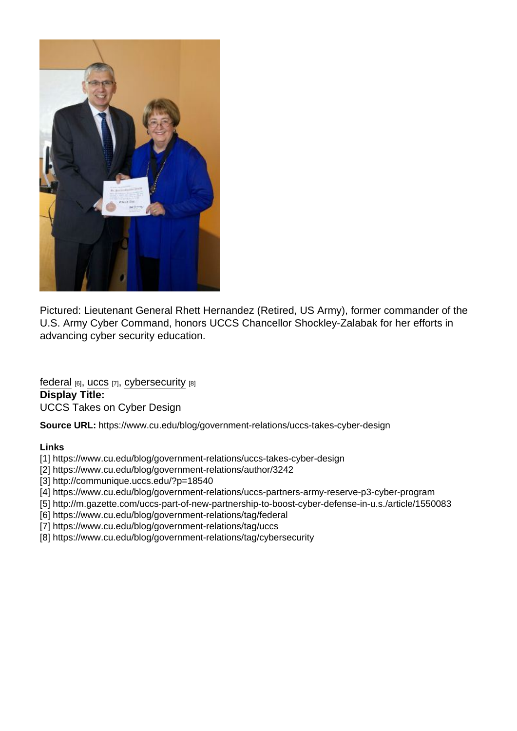Pictured: Lieutenant General Rhett Hernandez (Retired, US Army), former commander of the U.S. Army Cyber Command, honors UCCS Chancellor Shockley-Zalabak for her efforts in advancing cyber security education.

federal [6], uccs [7], cybersecurity [8]

**Display Title:**
UCCS Takes on Cyber Design

**Source URL:** https://www.cu.edu/blog/government-relations/uccs-takes-cyber-design

**Links**
[1] https://www.cu.edu/blog/government-relations/uccs-takes-cyber-design
[2] https://www.cu.edu/blog/government-relations/author/3242
[3] http://communique.uccs.edu/?p=18540
[4] https://www.cu.edu/blog/government-relations/uccs-partners-army-reserve-p3-cyber-program
[5] http://m.gazette.com/uccs-part-of-new-partnership-to-boost-cyber-defense-in-u.s./article/1550083
[6] https://www.cu.edu/blog/government-relations/tag/federal
[7] https://www.cu.edu/blog/government-relations/tag/uccs
[8] https://www.cu.edu/blog/government-relations/tag/cybersecurity